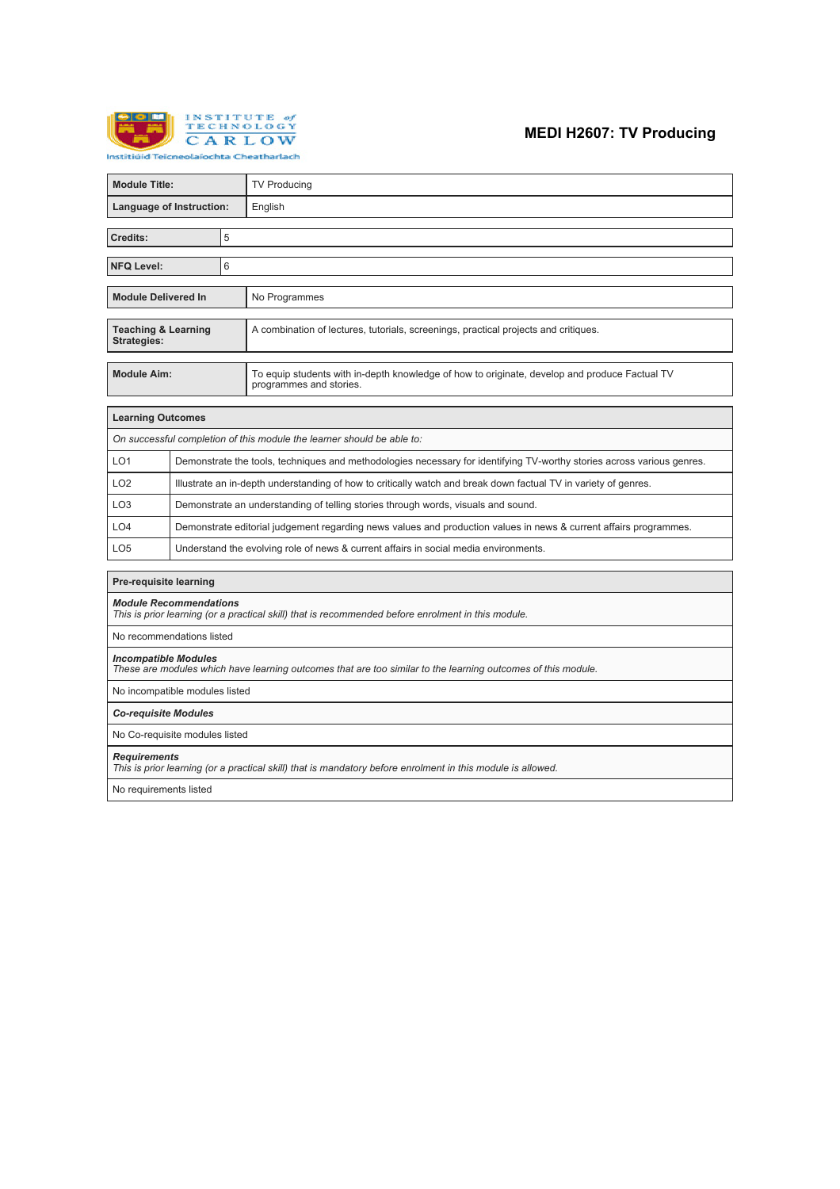Institute of Technology Carlow
Institiúid Teicneolaíochta Cheatharlach

# MEDI H2607: TV Producing

| Module Title: | TV Producing |
|---|---|
| Language of Instruction: | English |

| Credits: | 5 |
|---|---|

| NFQ Level: | 6 |
|---|---|

| Module Delivered In | No Programmes |
|---|---|

| Teaching & Learning Strategies: | A combination of lectures, tutorials, screenings, practical projects and critiques. |
|---|---|

| Module Aim: | To equip students with in-depth knowledge of how to originate, develop and produce Factual TV programmes and stories. |
|---|---|

| Learning Outcomes | |
|---|---|
| *On successful completion of this module the learner should be able to:* | |
| LO1 | Demonstrate the tools, techniques and methodologies necessary for identifying TV-worthy stories across various genres. |
| LO2 | Illustrate an in-depth understanding of how to critically watch and break down factual TV in variety of genres. |
| LO3 | Demonstrate an understanding of telling stories through words, visuals and sound. |
| LO4 | Demonstrate editorial judgement regarding news values and production values in news & current affairs programmes. |
| LO5 | Understand the evolving role of news & current affairs in social media environments. |

| Pre-requisite learning |
|---|
| ***Module Recommendations***<br>*This is prior learning (or a practical skill) that is recommended before enrolment in this module.* |
| No recommendations listed |
| ***Incompatible Modules***<br>*These are modules which have learning outcomes that are too similar to the learning outcomes of this module.* |
| No incompatible modules listed |
| ***Co-requisite Modules*** |
| No Co-requisite modules listed |
| ***Requirements***<br>*This is prior learning (or a practical skill) that is mandatory before enrolment in this module is allowed.* |
| No requirements listed |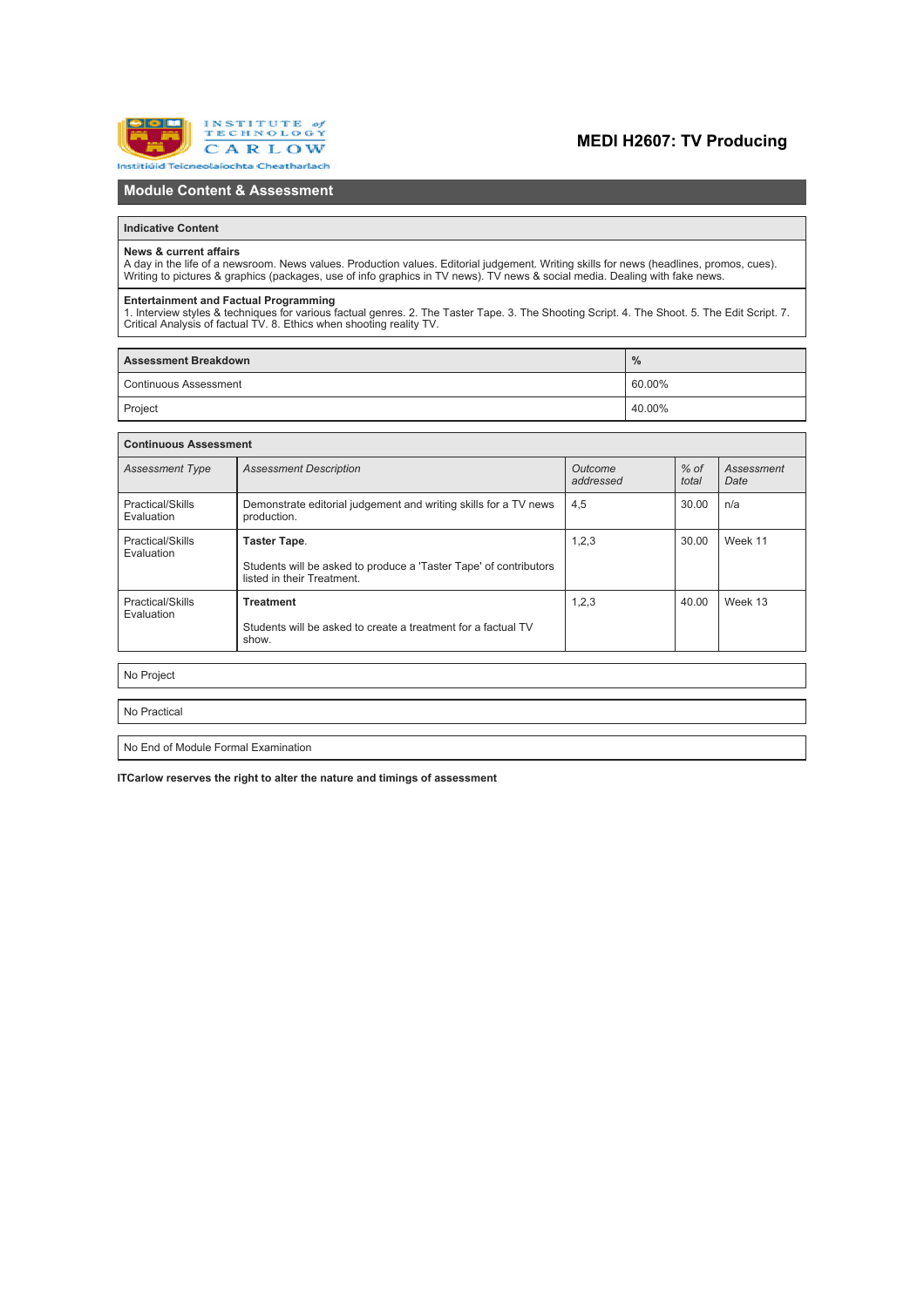# MEDI H2607: TV Producing

## Module Content & Assessment

### Indicative Content

**News & current affairs**
A day in the life of a newsroom. News values. Production values. Editorial judgement. Writing skills for news (headlines, promos, cues). Writing to pictures & graphics (packages, use of info graphics in TV news). TV news & social media. Dealing with fake news.

**Entertainment and Factual Programming**
1. Interview styles & techniques for various factual genres. 2. The Taster Tape. 3. The Shooting Script. 4. The Shoot. 5. The Edit Script. 7. Critical Analysis of factual TV. 8. Ethics when shooting reality TV.

| Assessment Breakdown | % |
|---|---|
| Continuous Assessment | 60.00% |
| Project | 40.00% |

### Continuous Assessment

| *Assessment Type* | *Assessment Description* | *Outcome addressed* | *% of total* | *Assessment Date* |
|---|---|---|---|---|
| Practical/Skills Evaluation | Demonstrate editorial judgement and writing skills for a TV news production. | 4,5 | 30.00 | n/a |
| Practical/Skills Evaluation | **Taster Tape**. Students will be asked to produce a 'Taster Tape' of contributors listed in their Treatment. | 1,2,3 | 30.00 | Week 11 |
| Practical/Skills Evaluation | **Treatment** Students will be asked to create a treatment for a factual TV show. | 1,2,3 | 40.00 | Week 13 |

No Project

No Practical

No End of Module Formal Examination

**ITCarlow reserves the right to alter the nature and timings of assessment**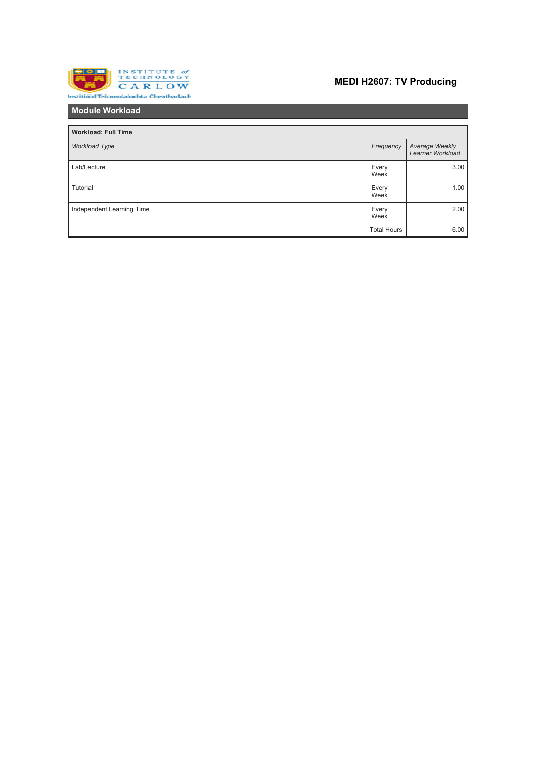# MEDI H2607: TV Producing

## Module Workload

| **Workload: Full Time** | | |
|---|---|---|
| *Workload Type* | *Frequency* | *Average Weekly Learner Workload* |
| Lab/Lecture | Every Week | 3.00 |
| Tutorial | Every Week | 1.00 |
| Independent Learning Time | Every Week | 2.00 |
| | Total Hours | 6.00 |